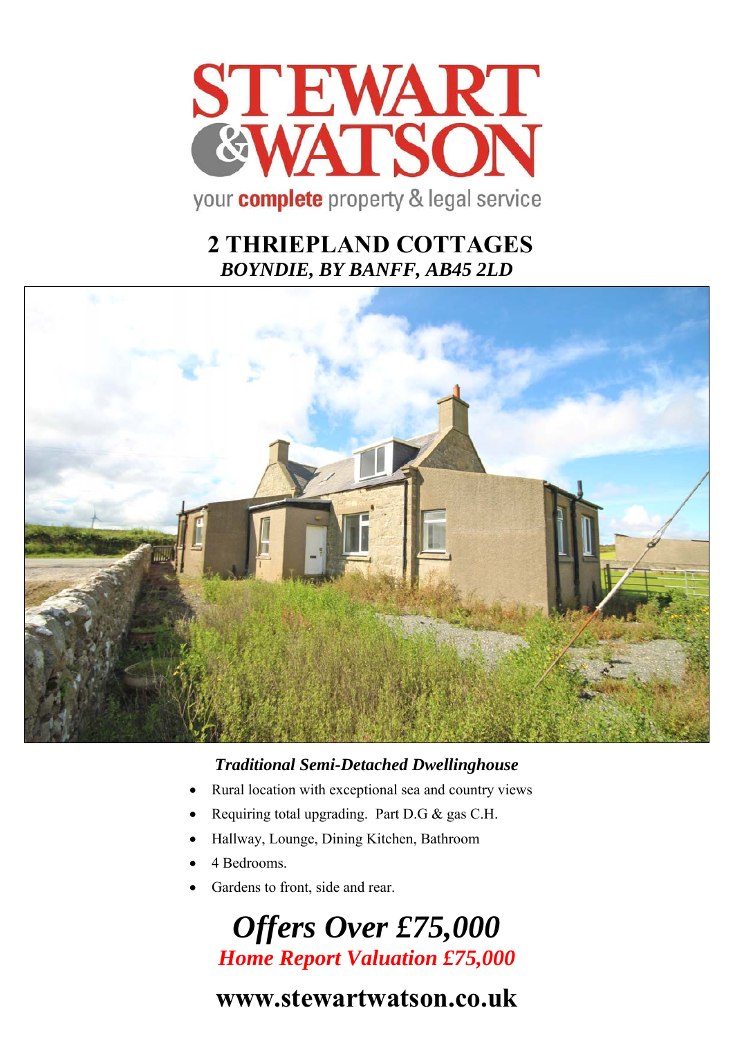STEWART & WATSON

your **complete** property & legal service

# 2 THRIEPLAND COTTAGES

## *BOYNDIE, BY BANFF, AB45 2LD*

### *Traditional Semi-Detached Dwellinghouse*

- Rural location with exceptional sea and country views
- Requiring total upgrading. Part D.G & gas C.H.
- Hallway, Lounge, Dining Kitchen, Bathroom
- 4 Bedrooms.
- Gardens to front, side and rear.

## *Offers Over £75,000*

### *Home Report Valuation £75,000*

## www.stewartwatson.co.uk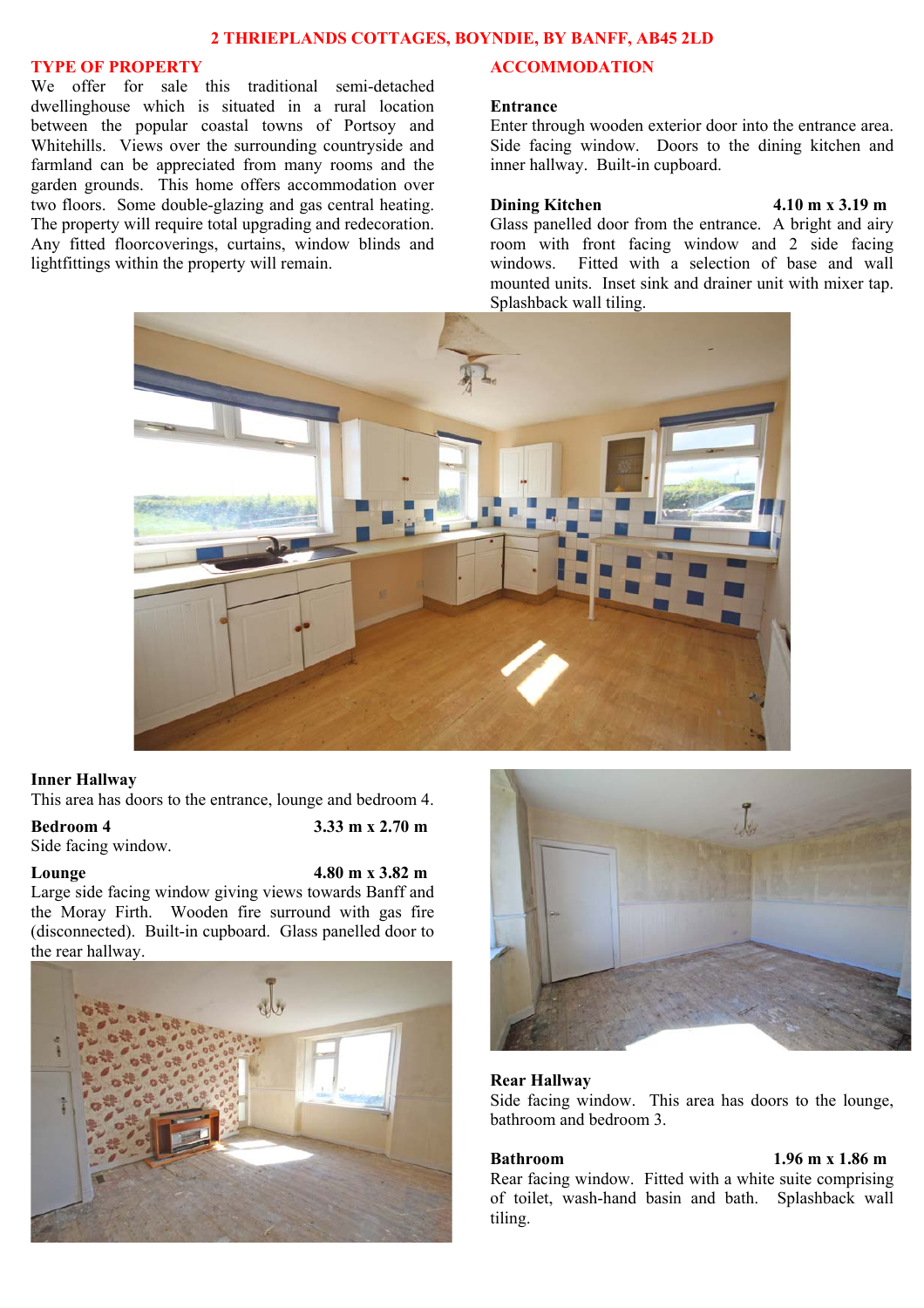# 2 THRIEPLANDS COTTAGES, BOYNDIE, BY BANFF, AB45 2LD

## TYPE OF PROPERTY

We offer for sale this traditional semi-detached dwellinghouse which is situated in a rural location between the popular coastal towns of Portsoy and Whitehills. Views over the surrounding countryside and farmland can be appreciated from many rooms and the garden grounds. This home offers accommodation over two floors. Some double-glazing and gas central heating. The property will require total upgrading and redecoration. Any fitted floorcoverings, curtains, window blinds and lightfittings within the property will remain.

## ACCOMMODATION

**Entrance**
Enter through wooden exterior door into the entrance area. Side facing window. Doors to the dining kitchen and inner hallway. Built-in cupboard.

**Dining Kitchen** 4.10 m x 3.19 m
Glass panelled door from the entrance. A bright and airy room with front facing window and 2 side facing windows. Fitted with a selection of base and wall mounted units. Inset sink and drainer unit with mixer tap. Splashback wall tiling.

**Inner Hallway**
This area has doors to the entrance, lounge and bedroom 4.

**Bedroom 4** 3.33 m x 2.70 m
Side facing window.

**Lounge** 4.80 m x 3.82 m
Large side facing window giving views towards Banff and the Moray Firth. Wooden fire surround with gas fire (disconnected). Built-in cupboard. Glass panelled door to the rear hallway.

**Rear Hallway**
Side facing window. This area has doors to the lounge, bathroom and bedroom 3.

**Bathroom** 1.96 m x 1.86 m
Rear facing window. Fitted with a white suite comprising of toilet, wash-hand basin and bath. Splashback wall tiling.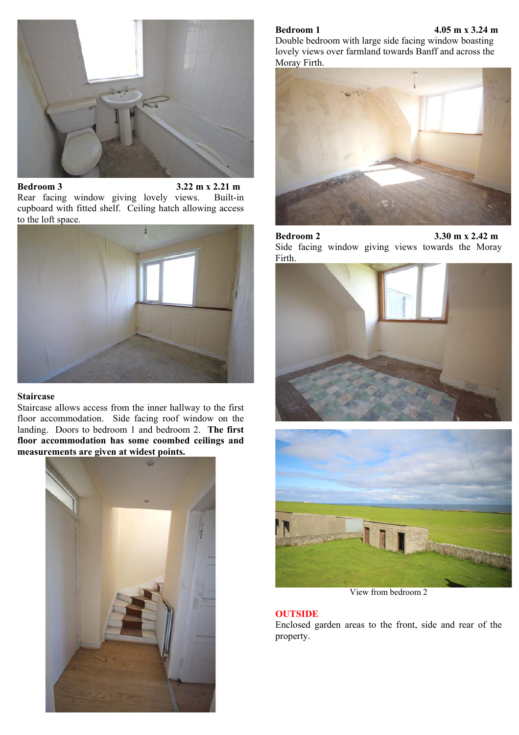**Bedroom 3** 3.22 m x 2.21 m

Rear facing window giving lovely views. Built-in cupboard with fitted shelf. Ceiling hatch allowing access to the loft space.

**Staircase**

Staircase allows access from the inner hallway to the first floor accommodation. Side facing roof window on the landing. Doors to bedroom 1 and bedroom 2. **The first floor accommodation has some coombed ceilings and measurements are given at widest points.**

**Bedroom 1** 4.05 m x 3.24 m

Double bedroom with large side facing window boasting lovely views over farmland towards Banff and across the Moray Firth.

**Bedroom 2** 3.30 m x 2.42 m

Side facing window giving views towards the Moray Firth.

View from bedroom 2

**OUTSIDE**

Enclosed garden areas to the front, side and rear of the property.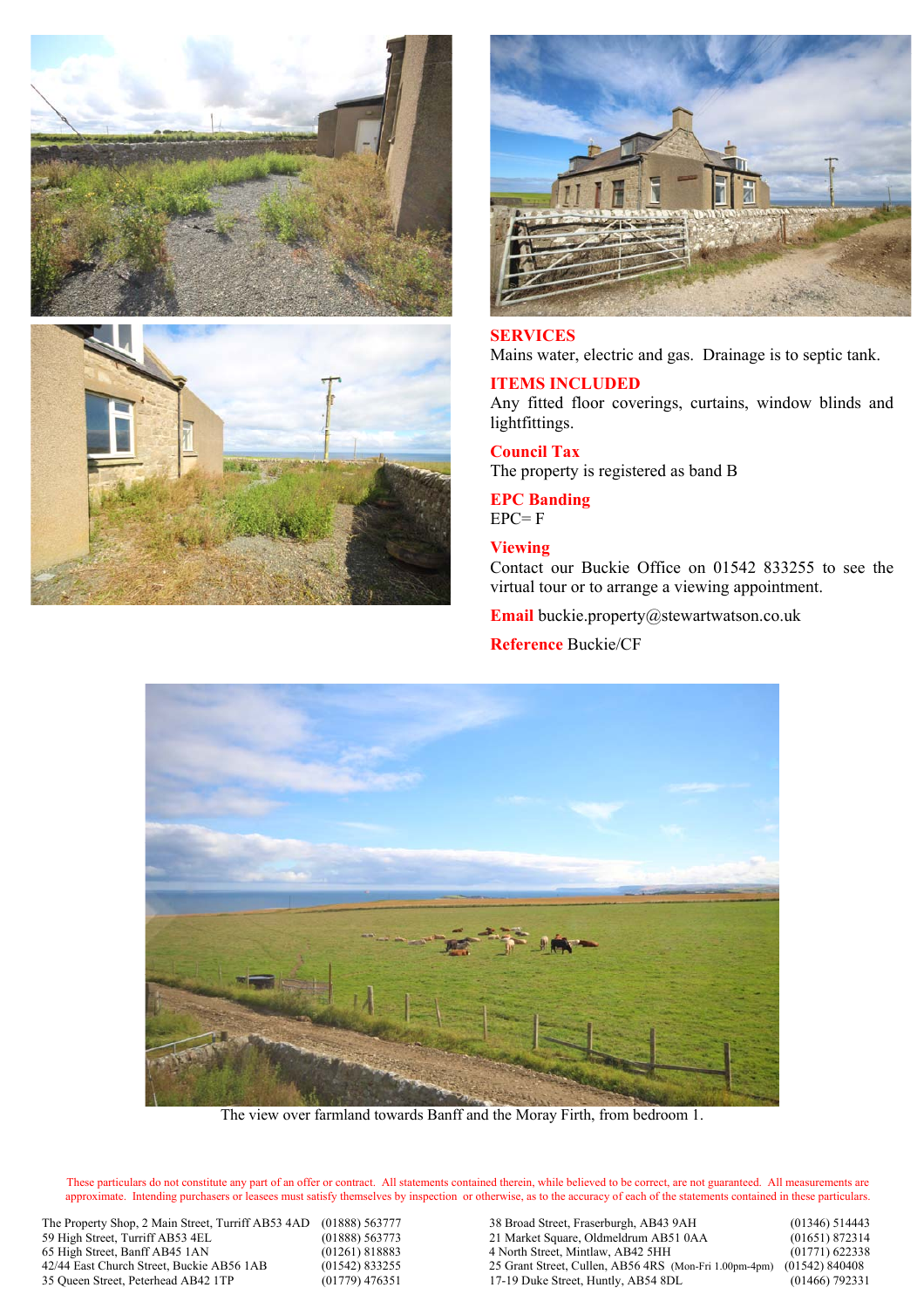## SERVICES

Mains water, electric and gas. Drainage is to septic tank.

## ITEMS INCLUDED

Any fitted floor coverings, curtains, window blinds and lightfittings.

## Council Tax

The property is registered as band B

## EPC Banding

EPC= F

## Viewing

Contact our Buckie Office on 01542 833255 to see the virtual tour or to arrange a viewing appointment.

**Email** buckie.property@stewartwatson.co.uk

**Reference** Buckie/CF

The view over farmland towards Banff and the Moray Firth, from bedroom 1.

These particulars do not constitute any part of an offer or contract. All statements contained therein, while believed to be correct, are not guaranteed. All measurements are approximate. Intending purchasers or leasees must satisfy themselves by inspection or otherwise, as to the accuracy of each of the statements contained in these particulars.

| | | | |
|---|---|---|---|
| The Property Shop, 2 Main Street, Turriff AB53 4AD | (01888) 563777 | 38 Broad Street, Fraserburgh, AB43 9AH | (01346) 514443 |
| 59 High Street, Turriff AB53 4EL | (01888) 563773 | 21 Market Square, Oldmeldrum AB51 0AA | (01651) 872314 |
| 65 High Street, Banff AB45 1AN | (01261) 818883 | 4 North Street, Mintlaw, AB42 5HH | (01771) 622338 |
| 42/44 East Church Street, Buckie AB56 1AB | (01542) 833255 | 25 Grant Street, Cullen, AB56 4RS (Mon-Fri 1.00pm-4pm) | (01542) 840408 |
| 35 Queen Street, Peterhead AB42 1TP | (01779) 476351 | 17-19 Duke Street, Huntly, AB54 8DL | (01466) 792331 |